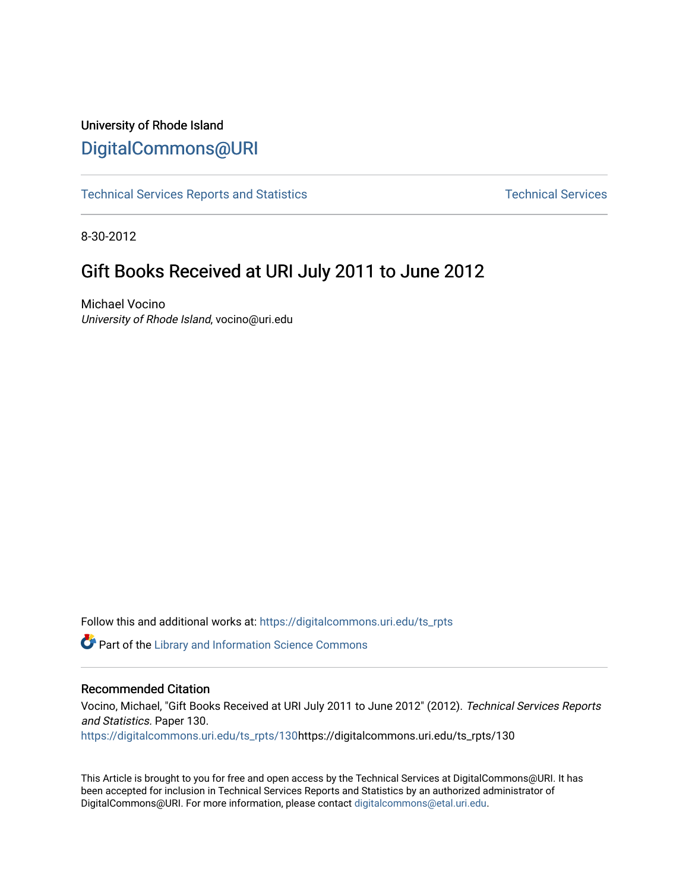University of Rhode Island

DigitalCommons@URI

Technical Services Reports and Statistics | Technical Services

8-30-2012

# Gift Books Received at URI July 2011 to June 2012

Michael Vocino
*University of Rhode Island*, vocino@uri.edu

Follow this and additional works at: https://digitalcommons.uri.edu/ts_rpts

Part of the Library and Information Science Commons

## Recommended Citation

Vocino, Michael, "Gift Books Received at URI July 2011 to June 2012" (2012). *Technical Services Reports and Statistics.* Paper 130.
https://digitalcommons.uri.edu/ts_rpts/130https://digitalcommons.uri.edu/ts_rpts/130

This Article is brought to you for free and open access by the Technical Services at DigitalCommons@URI. It has been accepted for inclusion in Technical Services Reports and Statistics by an authorized administrator of DigitalCommons@URI. For more information, please contact digitalcommons@etal.uri.edu.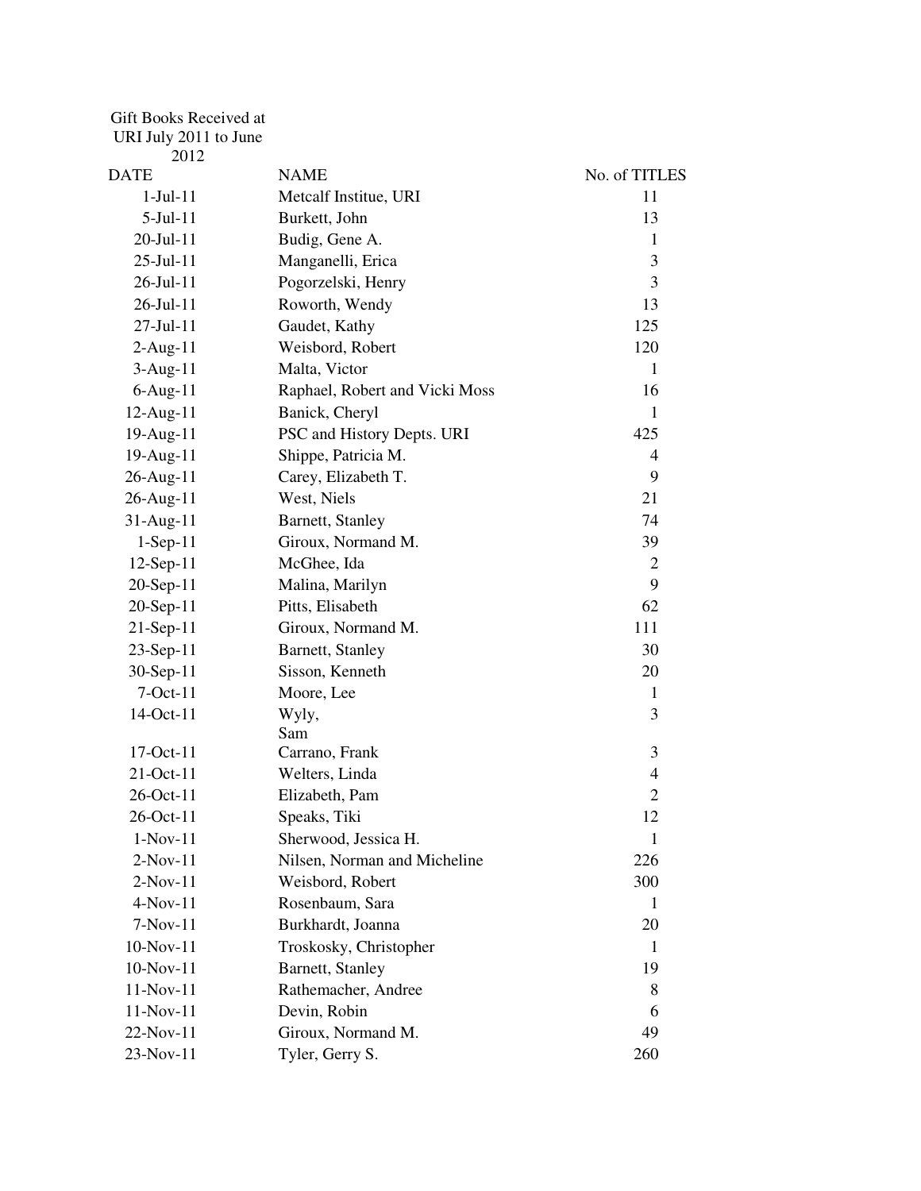Gift Books Received at URI July 2011 to June 2012

| DATE | NAME | No. of TITLES |
|---|---|---|
| 1-Jul-11 | Metcalf Institue, URI | 11 |
| 5-Jul-11 | Burkett, John | 13 |
| 20-Jul-11 | Budig, Gene A. | 1 |
| 25-Jul-11 | Manganelli, Erica | 3 |
| 26-Jul-11 | Pogorzelski, Henry | 3 |
| 26-Jul-11 | Roworth, Wendy | 13 |
| 27-Jul-11 | Gaudet, Kathy | 125 |
| 2-Aug-11 | Weisbord, Robert | 120 |
| 3-Aug-11 | Malta, Victor | 1 |
| 6-Aug-11 | Raphael, Robert and Vicki Moss | 16 |
| 12-Aug-11 | Banick, Cheryl | 1 |
| 19-Aug-11 | PSC and History Depts. URI | 425 |
| 19-Aug-11 | Shippe, Patricia M. | 4 |
| 26-Aug-11 | Carey, Elizabeth T. | 9 |
| 26-Aug-11 | West, Niels | 21 |
| 31-Aug-11 | Barnett, Stanley | 74 |
| 1-Sep-11 | Giroux, Normand M. | 39 |
| 12-Sep-11 | McGhee, Ida | 2 |
| 20-Sep-11 | Malina, Marilyn | 9 |
| 20-Sep-11 | Pitts, Elisabeth | 62 |
| 21-Sep-11 | Giroux, Normand M. | 111 |
| 23-Sep-11 | Barnett, Stanley | 30 |
| 30-Sep-11 | Sisson, Kenneth | 20 |
| 7-Oct-11 | Moore, Lee | 1 |
| 14-Oct-11 | Wyly, Sam | 3 |
| 17-Oct-11 | Carrano, Frank | 3 |
| 21-Oct-11 | Welters, Linda | 4 |
| 26-Oct-11 | Elizabeth, Pam | 2 |
| 26-Oct-11 | Speaks, Tiki | 12 |
| 1-Nov-11 | Sherwood, Jessica H. | 1 |
| 2-Nov-11 | Nilsen, Norman and Micheline | 226 |
| 2-Nov-11 | Weisbord, Robert | 300 |
| 4-Nov-11 | Rosenbaum, Sara | 1 |
| 7-Nov-11 | Burkhardt, Joanna | 20 |
| 10-Nov-11 | Troskosky, Christopher | 1 |
| 10-Nov-11 | Barnett, Stanley | 19 |
| 11-Nov-11 | Rathemacher, Andree | 8 |
| 11-Nov-11 | Devin, Robin | 6 |
| 22-Nov-11 | Giroux, Normand M. | 49 |
| 23-Nov-11 | Tyler, Gerry S. | 260 |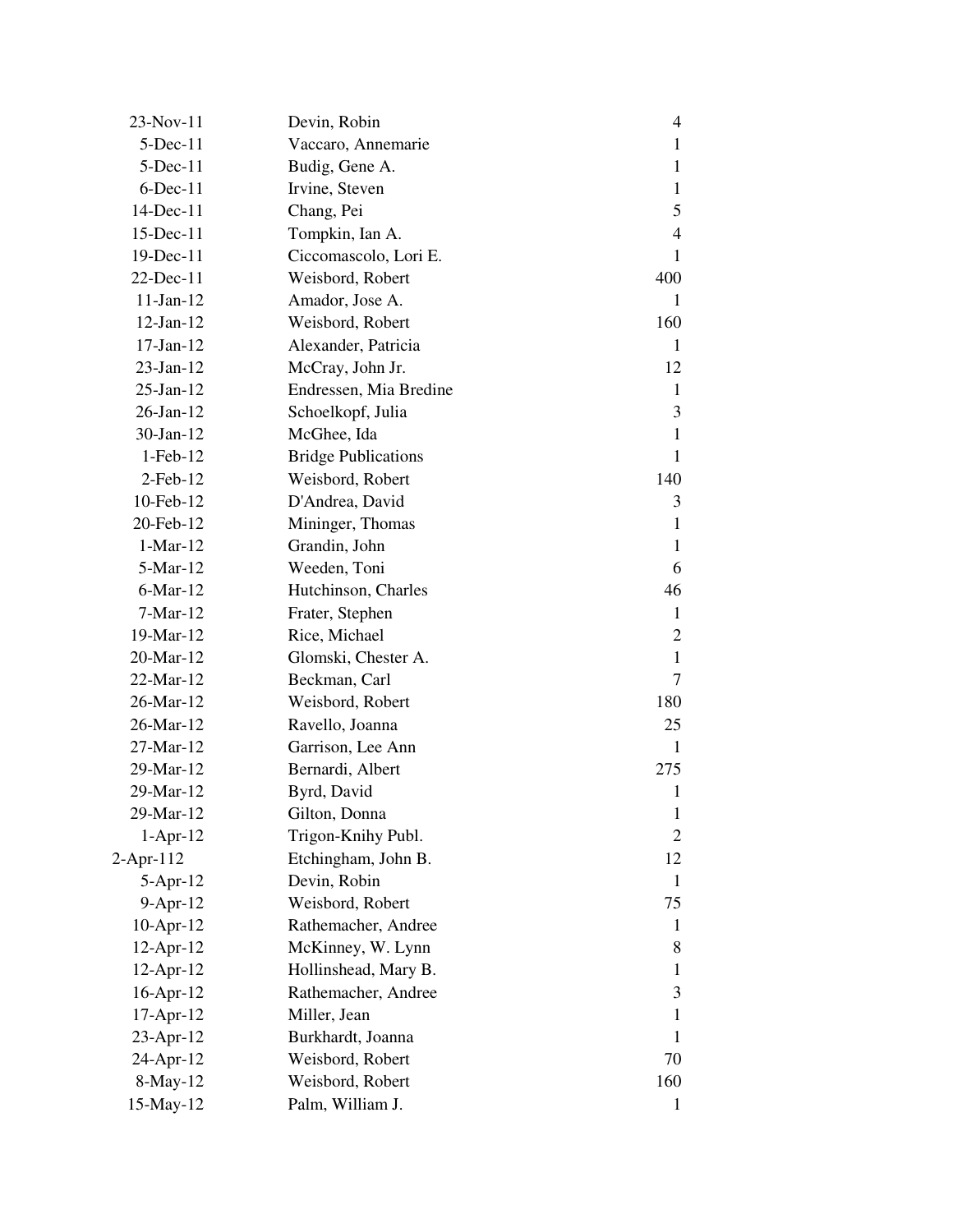| | | |
|---|---|---|
| 23-Nov-11 | Devin, Robin | 4 |
| 5-Dec-11 | Vaccaro, Annemarie | 1 |
| 5-Dec-11 | Budig, Gene A. | 1 |
| 6-Dec-11 | Irvine, Steven | 1 |
| 14-Dec-11 | Chang, Pei | 5 |
| 15-Dec-11 | Tompkin, Ian A. | 4 |
| 19-Dec-11 | Ciccomascolo, Lori E. | 1 |
| 22-Dec-11 | Weisbord, Robert | 400 |
| 11-Jan-12 | Amador, Jose A. | 1 |
| 12-Jan-12 | Weisbord, Robert | 160 |
| 17-Jan-12 | Alexander, Patricia | 1 |
| 23-Jan-12 | McCray, John Jr. | 12 |
| 25-Jan-12 | Endressen, Mia Bredine | 1 |
| 26-Jan-12 | Schoelkopf, Julia | 3 |
| 30-Jan-12 | McGhee, Ida | 1 |
| 1-Feb-12 | Bridge Publications | 1 |
| 2-Feb-12 | Weisbord, Robert | 140 |
| 10-Feb-12 | D'Andrea, David | 3 |
| 20-Feb-12 | Mininger, Thomas | 1 |
| 1-Mar-12 | Grandin, John | 1 |
| 5-Mar-12 | Weeden, Toni | 6 |
| 6-Mar-12 | Hutchinson, Charles | 46 |
| 7-Mar-12 | Frater, Stephen | 1 |
| 19-Mar-12 | Rice, Michael | 2 |
| 20-Mar-12 | Glomski, Chester A. | 1 |
| 22-Mar-12 | Beckman, Carl | 7 |
| 26-Mar-12 | Weisbord, Robert | 180 |
| 26-Mar-12 | Ravello, Joanna | 25 |
| 27-Mar-12 | Garrison, Lee Ann | 1 |
| 29-Mar-12 | Bernardi, Albert | 275 |
| 29-Mar-12 | Byrd, David | 1 |
| 29-Mar-12 | Gilton, Donna | 1 |
| 1-Apr-12 | Trigon-Knihy Publ. | 2 |
| 2-Apr-112 | Etchingham, John B. | 12 |
| 5-Apr-12 | Devin, Robin | 1 |
| 9-Apr-12 | Weisbord, Robert | 75 |
| 10-Apr-12 | Rathemacher, Andree | 1 |
| 12-Apr-12 | McKinney, W. Lynn | 8 |
| 12-Apr-12 | Hollinshead, Mary B. | 1 |
| 16-Apr-12 | Rathemacher, Andree | 3 |
| 17-Apr-12 | Miller, Jean | 1 |
| 23-Apr-12 | Burkhardt, Joanna | 1 |
| 24-Apr-12 | Weisbord, Robert | 70 |
| 8-May-12 | Weisbord, Robert | 160 |
| 15-May-12 | Palm, William J. | 1 |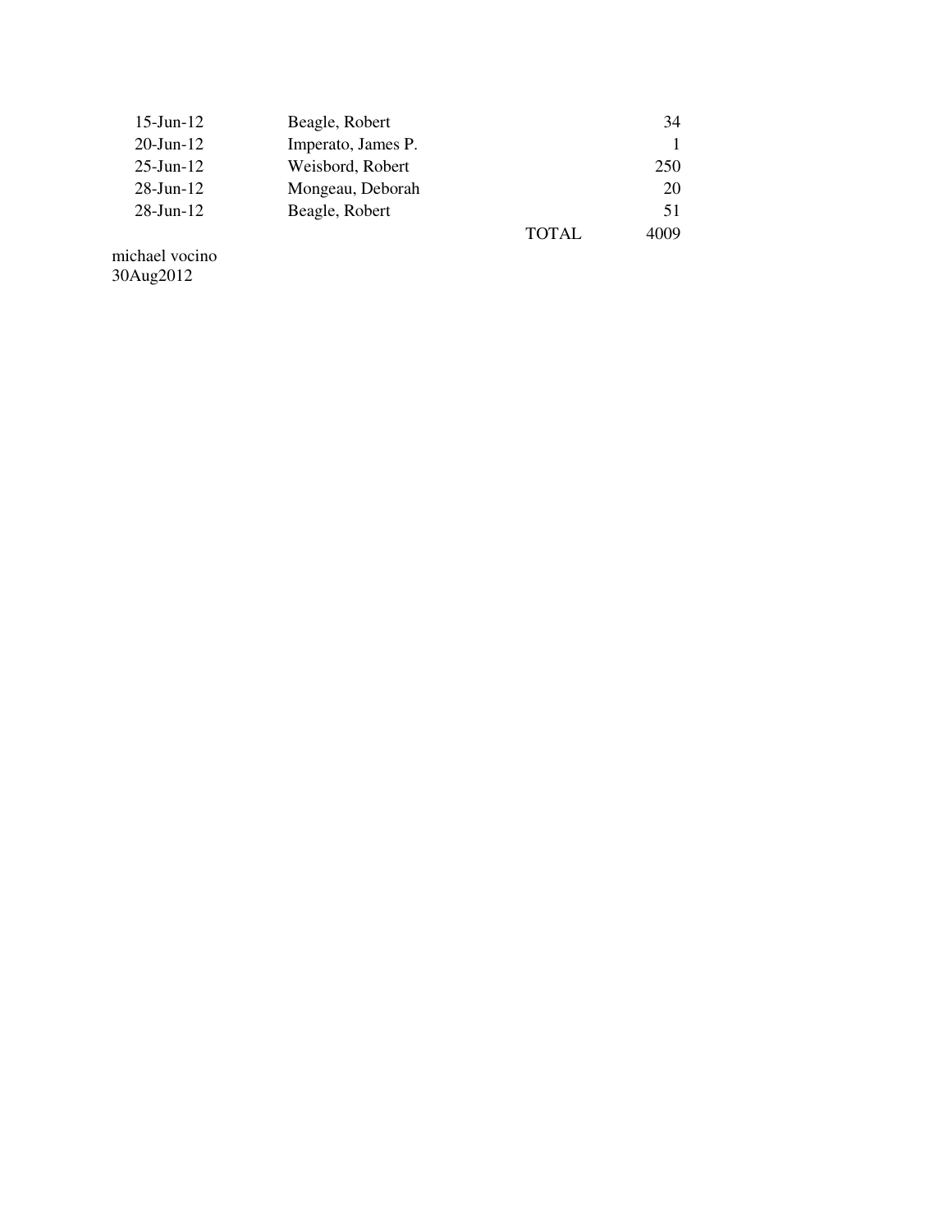| | | | |
|---|---|---|---|
| 15-Jun-12 | Beagle, Robert | | 34 |
| 20-Jun-12 | Imperato, James P. | | 1 |
| 25-Jun-12 | Weisbord, Robert | | 250 |
| 28-Jun-12 | Mongeau, Deborah | | 20 |
| 28-Jun-12 | Beagle, Robert | | 51 |
| | | TOTAL | 4009 |

michael vocino
30Aug2012